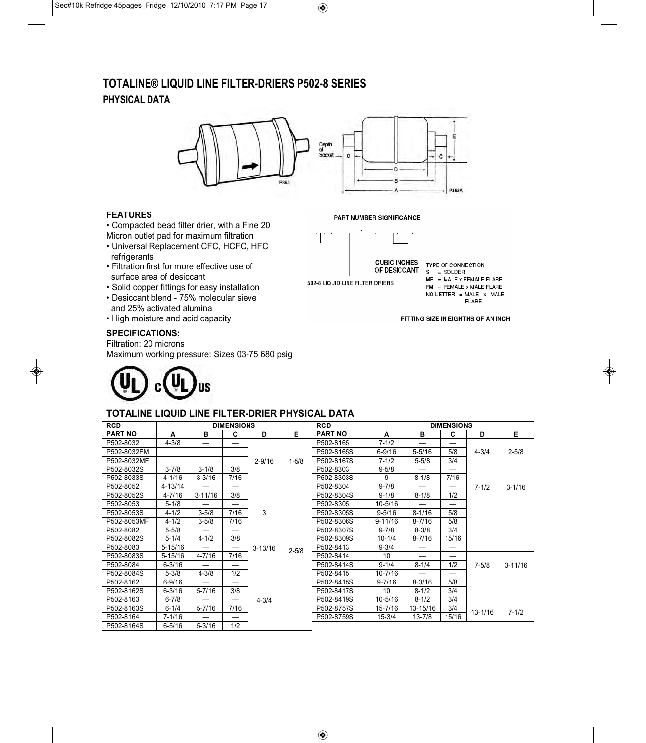# TOTALINE® LIQUID LINE FILTER-DRIERS P502-8 SERIES

## PHYSICAL DATA

### FEATURES

- Compacted bead filter drier, with a Fine 20 Micron outlet pad for maximum filtration
- Universal Replacement CFC, HCFC, HFC refrigerants
- Filtration first for more effective use of surface area of desiccant
- Solid copper fittings for easy installation
- Desiccant blend - 75% molecular sieve and 25% activated alumina
- High moisture and acid capacity

### SPECIFICATIONS:

Filtration: 20 microns

Maximum working pressure: Sizes 03-75 680 psig

PART NUMBER SIGNIFICANCE

502-8 LIQUID LINE FILTER DRIERS

CUBIC INCHES OF DESICCANT

FITTING SIZE IN EIGHTHS OF AN INCH

TYPE OF CONNECTION
S = SOLDER
MF = MALE x FEMALE FLARE
FM = FEMALE x MALE FLARE
NO LETTER = MALE x MALE FLARE

### TOTALINE LIQUID LINE FILTER-DRIER PHYSICAL DATA

| RCD PART NO | DIMENSIONS | | | | | RCD PART NO | DIMENSIONS | | | | |
|---|---|---|---|---|---|---|---|---|---|---|---|
| | A | B | C | D | E | | A | B | C | D | E |
| P502-8032 | 4-3/8 | — | — | 2-9/16 | 1-5/8 | P502-8165 | 7-1/2 | — | — | 4-3/4 | 2-5/8 |
| P502-8032FM | | | | 2-9/16 | 1-5/8 | P502-8165S | 6-9/16 | 5-5/16 | 5/8 | 4-3/4 | 2-5/8 |
| P502-8032MF | | | | 2-9/16 | 1-5/8 | P502-8167S | 7-1/2 | 5-5/8 | 3/4 | 4-3/4 | 2-5/8 |
| P502-8032S | 3-7/8 | 3-1/8 | 3/8 | 2-9/16 | 1-5/8 | P502-8303 | 9-5/8 | — | — | 7-1/2 | 3-1/16 |
| P502-8033S | 4-1/16 | 3-3/16 | 7/16 | 2-9/16 | 1-5/8 | P502-8303S | 9 | 8-1/8 | 7/16 | 7-1/2 | 3-1/16 |
| P502-8052 | 4-13/14 | — | — | 2-9/16 | 1-5/8 | P502-8304 | 9-7/8 | — | — | 7-1/2 | 3-1/16 |
| P502-8052S | 4-7/16 | 3-11/16 | 3/8 | 3 | 2-5/8 | P502-8304S | 9-1/8 | 8-1/8 | 1/2 | 7-1/2 | 3-1/16 |
| P502-8053 | 5-1/8 | — | — | 3 | 2-5/8 | P502-8305 | 10-5/16 | — | — | 7-1/2 | 3-1/16 |
| P502-8053S | 4-1/2 | 3-5/8 | 7/16 | 3 | 2-5/8 | P502-8305S | 9-5/16 | 8-1/16 | 5/8 | 7-1/2 | 3-1/16 |
| P502-8053MF | 4-1/2 | 3-5/8 | 7/16 | 3 | 2-5/8 | P502-8306S | 9-11/16 | 8-7/16 | 5/8 | 7-1/2 | 3-1/16 |
| P502-8082 | 5-5/8 | — | — | 3-13/16 | 2-5/8 | P502-8307S | 9-7/8 | 8-3/8 | 3/4 | 7-1/2 | 3-1/16 |
| P502-8082S | 5-1/4 | 4-1/2 | 3/8 | 3-13/16 | 2-5/8 | P502-8309S | 10-1/4 | 8-7/16 | 15/16 | 7-1/2 | 3-1/16 |
| P502-8083 | 5-15/16 | — | — | 3-13/16 | 2-5/8 | P502-8413 | 9-3/4 | — | — | 7-1/2 | 3-1/16 |
| P502-8083S | 5-15/16 | 4-7/16 | 7/16 | 3-13/16 | 2-5/8 | P502-8414 | 10 | — | — | 7-5/8 | 3-11/16 |
| P502-8084 | 6-3/16 | — | — | 3-13/16 | 2-5/8 | P502-8414S | 9-1/4 | 8-1/4 | 1/2 | 7-5/8 | 3-11/16 |
| P502-8084S | 5-3/8 | 4-3/8 | 1/2 | 3-13/16 | 2-5/8 | P502-8415 | 10-7/16 | — | — | 7-5/8 | 3-11/16 |
| P502-8162 | 6-9/16 | — | — | 4-3/4 | 2-5/8 | P502-8415S | 9-7/16 | 8-3/16 | 5/8 | 7-5/8 | 3-11/16 |
| P502-8162S | 6-3/16 | 5-7/16 | 3/8 | 4-3/4 | 2-5/8 | P502-8417S | 10 | 8-1/2 | 3/4 | 7-5/8 | 3-11/16 |
| P502-8163 | 6-7/8 | — | — | 4-3/4 | 2-5/8 | P502-8419S | 10-5/16 | 8-1/2 | 3/4 | 7-5/8 | 3-11/16 |
| P502-8163S | 6-1/4 | 5-7/16 | 7/16 | 4-3/4 | 2-5/8 | P502-8757S | 15-7/16 | 13-15/16 | 3/4 | 13-1/16 | 7-1/2 |
| P502-8164 | 7-1/16 | — | — | 4-3/4 | 2-5/8 | P502-8759S | 15-3/4 | 13-7/8 | 15/16 | 13-1/16 | 7-1/2 |
| P502-8164S | 6-5/16 | 5-3/16 | 1/2 | 4-3/4 | 2-5/8 | | | | | | |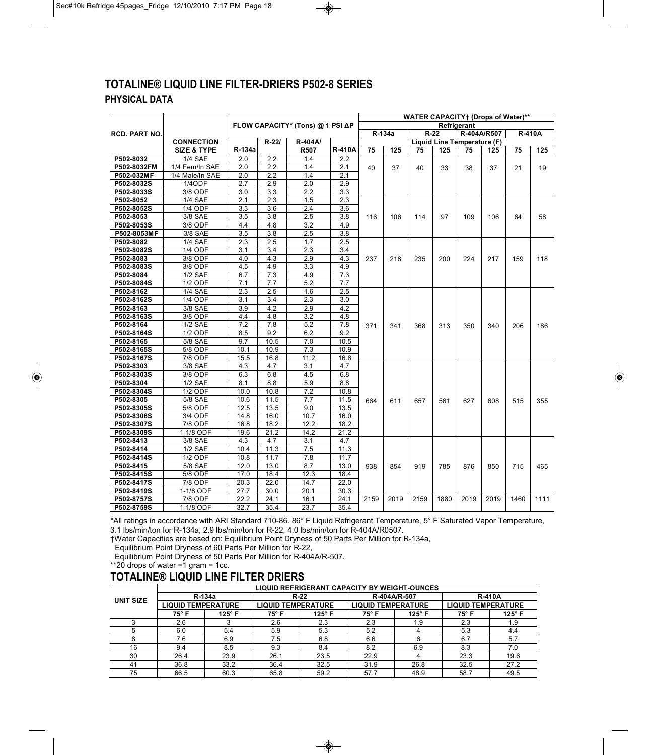## TOTALINE® LIQUID LINE FILTER-DRIERS P502-8 SERIES

### PHYSICAL DATA

| RCD. PART NO. | CONNECTION SIZE & TYPE | FLOW CAPACITY* (Tons) @ 1 PSI ΔP | | | | WATER CAPACITY† (Drops of Water)** | | | | | | | |
|---|---|---|---|---|---|---|---|---|---|---|---|---|---|
| | | | | | | R-134a | | R-22 | | R-404A/R507 | | R-410A | |
| | | R-134a | R-22/ | R-404A/ R507 | R-410A | 75 | 125 | 75 | 125 | 75 | 125 | 75 | 125 |
| P502-8032 | 1/4 SAE | 2.0 | 2.2 | 1.4 | 2.2 | 40 | 37 | 40 | 33 | 38 | 37 | 21 | 19 |
| P502-8032FM | 1/4 Fem/In SAE | 2.0 | 2.2 | 1.4 | 2.1 | | | | | | | | |
| P502-032MF | 1/4 Male/In SAE | 2.0 | 2.2 | 1.4 | 2.1 | | | | | | | | |
| P502-8032S | 1/4ODF | 2.7 | 2.9 | 2.0 | 2.9 | | | | | | | | |
| P502-8033S | 3/8 ODF | 3.0 | 3.3 | 2.2 | 3.3 | | | | | | | | |
| P502-8052 | 1/4 SAE | 2.1 | 2.3 | 1.5 | 2.3 | 116 | 106 | 114 | 97 | 109 | 106 | 64 | 58 |
| P502-8052S | 1/4 ODF | 3.3 | 3.6 | 2.4 | 3.6 | | | | | | | | |
| P502-8053 | 3/8 SAE | 3.5 | 3.8 | 2.5 | 3.8 | | | | | | | | |
| P502-8053S | 3/8 ODF | 4.4 | 4.8 | 3.2 | 4.9 | | | | | | | | |
| P502-8053MF | 3/8 SAE | 3.5 | 3.8 | 2.5 | 3.8 | | | | | | | | |
| P502-8082 | 1/4 SAE | 2.3 | 2.5 | 1.7 | 2.5 | 237 | 218 | 235 | 200 | 224 | 217 | 159 | 118 |
| P502-8082S | 1/4 ODF | 3.1 | 3.4 | 2.3 | 3.4 | | | | | | | | |
| P502-8083 | 3/8 ODF | 4.0 | 4.3 | 2.9 | 4.3 | | | | | | | | |
| P502-8083S | 3/8 ODF | 4.5 | 4.9 | 3.3 | 4.9 | | | | | | | | |
| P502-8084 | 1/2 SAE | 6.7 | 7.3 | 4.9 | 7.3 | | | | | | | | |
| P502-8084S | 1/2 ODF | 7.1 | 7.7 | 5.2 | 7.7 | | | | | | | | |
| P502-8162 | 1/4 SAE | 2.3 | 2.5 | 1.6 | 2.5 | 371 | 341 | 368 | 313 | 350 | 340 | 206 | 186 |
| P502-8162S | 1/4 ODF | 3.1 | 3.4 | 2.3 | 3.0 | | | | | | | | |
| P502-8163 | 3/8 SAE | 3.9 | 4.2 | 2.9 | 4.2 | | | | | | | | |
| P502-8163S | 3/8 ODF | 4.4 | 4.8 | 3.2 | 4.8 | | | | | | | | |
| P502-8164 | 1/2 SAE | 7.2 | 7.8 | 5.2 | 7.8 | | | | | | | | |
| P502-8164S | 1/2 ODF | 8.5 | 9.2 | 6.2 | 9.2 | | | | | | | | |
| P502-8165 | 5/8 SAE | 9.7 | 10.5 | 7.0 | 10.5 | | | | | | | | |
| P502-8165S | 5/8 ODF | 10.1 | 10.9 | 7.3 | 10.9 | | | | | | | | |
| P502-8167S | 7/8 ODF | 15.5 | 16.8 | 11.2 | 16.8 | | | | | | | | |
| P502-8303 | 3/8 SAE | 4.3 | 4.7 | 3.1 | 4.7 | 664 | 611 | 657 | 561 | 627 | 608 | 515 | 355 |
| P502-8303S | 3/8 ODF | 6.3 | 6.8 | 4.5 | 6.8 | | | | | | | | |
| P502-8304 | 1/2 SAE | 8.1 | 8.8 | 5.9 | 8.8 | | | | | | | | |
| P502-8304S | 1/2 ODF | 10.0 | 10.8 | 7.2 | 10.8 | | | | | | | | |
| P502-8305 | 5/8 SAE | 10.6 | 11.5 | 7.7 | 11.5 | | | | | | | | |
| P502-8305S | 5/8 ODF | 12.5 | 13.5 | 9.0 | 13.5 | | | | | | | | |
| P502-8306S | 3/4 ODF | 14.8 | 16.0 | 10.7 | 16.0 | | | | | | | | |
| P502-8307S | 7/8 ODF | 16.8 | 18.2 | 12.2 | 18.2 | | | | | | | | |
| P502-8309S | 1-1/8 ODF | 19.6 | 21.2 | 14.2 | 21.2 | | | | | | | | |
| P502-8413 | 3/8 SAE | 4.3 | 4.7 | 3.1 | 4.7 | 938 | 854 | 919 | 785 | 876 | 850 | 715 | 465 |
| P502-8414 | 1/2 SAE | 10.4 | 11.3 | 7.5 | 11.3 | | | | | | | | |
| P502-8414S | 1/2 ODF | 10.8 | 11.7 | 7.8 | 11.7 | | | | | | | | |
| P502-8415 | 5/8 SAE | 12.0 | 13.0 | 8.7 | 13.0 | | | | | | | | |
| P502-8415S | 5/8 ODF | 17.0 | 18.4 | 12.3 | 18.4 | | | | | | | | |
| P502-8417S | 7/8 ODF | 20.3 | 22.0 | 14.7 | 22.0 | | | | | | | | |
| P502-8419S | 1-1/8 ODF | 27.7 | 30.0 | 20.1 | 30.3 | | | | | | | | |
| P502-8757S | 7/8 ODF | 22.2 | 24.1 | 16.1 | 24.1 | 2159 | 2019 | 2159 | 1880 | 2019 | 2019 | 1460 | 1111 |
| P502-8759S | 1-1/8 ODF | 32.7 | 35.4 | 23.7 | 35.4 | | | | | | | | |

Liquid Line Temperature (F) applies to water capacity columns.

*All ratings in accordance with ARI Standard 710-86. 86° F Liquid Refrigerant Temperature, 5° F Saturated Vapor Temperature, 3.1 lbs/min/ton for R-134a, 2.9 lbs/min/ton for R-22, 4.0 lbs/min/ton for R-404A/R0507.

†Water Capacities are based on: Equilibrium Point Dryness of 50 Parts Per Million for R-134a,
Equilibrium Point Dryness of 60 Parts Per Million for R-22,
Equilibrium Point Dryness of 50 Parts Per Million for R-404A/R-507.

**20 drops of water =1 gram = 1cc.

## TOTALINE® LIQUID LINE FILTER DRIERS

| UNIT SIZE | LIQUID REFRIGERANT CAPACITY BY WEIGHT-OUNCES | | | | | | | |
|---|---|---|---|---|---|---|---|---|
| | R-134a | | R-22 | | R-404A/R-507 | | R-410A | |
| | LIQUID TEMPERATURE | | LIQUID TEMPERATURE | | LIQUID TEMPERATURE | | LIQUID TEMPERATURE | |
| | 75° F | 125° F | 75° F | 125° F | 75° F | 125° F | 75° F | 125° F |
| 3 | 2.6 | 3 | 2.6 | 2.3 | 2.3 | 1.9 | 2.3 | 1.9 |
| 5 | 6.0 | 5.4 | 5.9 | 5.3 | 5.2 | 4 | 5.3 | 4.4 |
| 8 | 7.6 | 6.9 | 7.5 | 6.8 | 6.6 | 6 | 6.7 | 5.7 |
| 16 | 9.4 | 8.5 | 9.3 | 8.4 | 8.2 | 6.9 | 8.3 | 7.0 |
| 30 | 26.4 | 23.9 | 26.1 | 23.5 | 22.9 | 4 | 23.3 | 19.6 |
| 41 | 36.8 | 33.2 | 36.4 | 32.5 | 31.9 | 26.8 | 32.5 | 27.2 |
| 75 | 66.5 | 60.3 | 65.8 | 59.2 | 57.7 | 48.9 | 58.7 | 49.5 |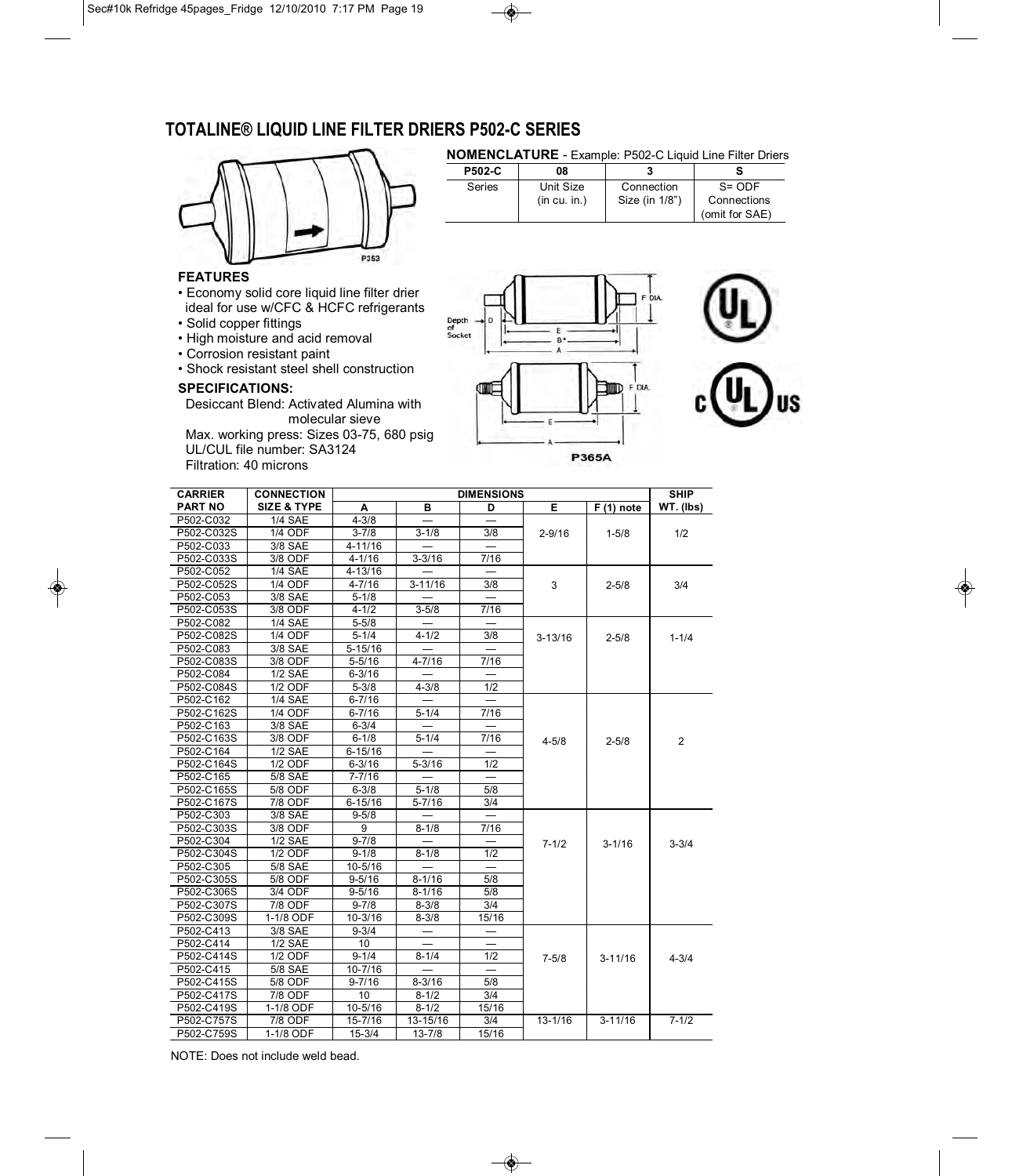## TOTALINE® LIQUID LINE FILTER DRIERS P502-C SERIES

**NOMENCLATURE** - Example: P502-C Liquid Line Filter Driers

| P502-C | 08 | 3 | S |
|---|---|---|---|
| Series | Unit Size (in cu. in.) | Connection Size (in 1/8") | S= ODF Connections (omit for SAE) |

### FEATURES

- Economy solid core liquid line filter drier ideal for use w/CFC & HCFC refrigerants
- Solid copper fittings
- High moisture and acid removal
- Corrosion resistant paint
- Shock resistant steel shell construction

### SPECIFICATIONS:

Desiccant Blend: Activated Alumina with molecular sieve
Max. working press: Sizes 03-75, 680 psig
UL/CUL file number: SA3124
Filtration: 40 microns

| CARRIER PART NO | CONNECTION SIZE & TYPE | DIMENSIONS A | B | D | E | F (1) note | SHIP WT. (lbs) |
|---|---|---|---|---|---|---|---|
| P502-C032 | 1/4 SAE | 4-3/8 | — | — | 2-9/16 | 1-5/8 | 1/2 |
| P502-C032S | 1/4 ODF | 3-7/8 | 3-1/8 | 3/8 | | | |
| P502-C033 | 3/8 SAE | 4-11/16 | — | — | | | |
| P502-C033S | 3/8 ODF | 4-1/16 | 3-3/16 | 7/16 | | | |
| P502-C052 | 1/4 SAE | 4-13/16 | — | — | 3 | 2-5/8 | 3/4 |
| P502-C052S | 1/4 ODF | 4-7/16 | 3-11/16 | 3/8 | | | |
| P502-C053 | 3/8 SAE | 5-1/8 | — | — | | | |
| P502-C053S | 3/8 ODF | 4-1/2 | 3-5/8 | 7/16 | | | |
| P502-C082 | 1/4 SAE | 5-5/8 | — | — | 3-13/16 | 2-5/8 | 1-1/4 |
| P502-C082S | 1/4 ODF | 5-1/4 | 4-1/2 | 3/8 | | | |
| P502-C083 | 3/8 SAE | 5-15/16 | — | — | | | |
| P502-C083S | 3/8 ODF | 5-5/16 | 4-7/16 | 7/16 | | | |
| P502-C084 | 1/2 SAE | 6-3/16 | — | — | | | |
| P502-C084S | 1/2 ODF | 5-3/8 | 4-3/8 | 1/2 | | | |
| P502-C162 | 1/4 SAE | 6-7/16 | — | — | 4-5/8 | 2-5/8 | 2 |
| P502-C162S | 1/4 ODF | 6-7/16 | 5-1/4 | 7/16 | | | |
| P502-C163 | 3/8 SAE | 6-3/4 | — | — | | | |
| P502-C163S | 3/8 ODF | 6-1/8 | 5-1/4 | 7/16 | | | |
| P502-C164 | 1/2 SAE | 6-15/16 | — | — | | | |
| P502-C164S | 1/2 ODF | 6-3/16 | 5-3/16 | 1/2 | | | |
| P502-C165 | 5/8 SAE | 7-7/16 | — | — | | | |
| P502-C165S | 5/8 ODF | 6-3/8 | 5-1/8 | 5/8 | | | |
| P502-C167S | 7/8 ODF | 6-15/16 | 5-7/16 | 3/4 | | | |
| P502-C303 | 3/8 SAE | 9-5/8 | — | — | 7-1/2 | 3-1/16 | 3-3/4 |
| P502-C303S | 3/8 ODF | 9 | 8-1/8 | 7/16 | | | |
| P502-C304 | 1/2 SAE | 9-7/8 | — | — | | | |
| P502-C304S | 1/2 ODF | 9-1/8 | 8-1/8 | 1/2 | | | |
| P502-C305 | 5/8 SAE | 10-5/16 | — | — | | | |
| P502-C305S | 5/8 ODF | 9-5/16 | 8-1/16 | 5/8 | | | |
| P502-C306S | 3/4 ODF | 9-5/16 | 8-1/16 | 5/8 | | | |
| P502-C307S | 7/8 ODF | 9-7/8 | 8-3/8 | 3/4 | | | |
| P502-C309S | 1-1/8 ODF | 10-3/16 | 8-3/8 | 15/16 | | | |
| P502-C413 | 3/8 SAE | 9-3/4 | — | — | 7-5/8 | 3-11/16 | 4-3/4 |
| P502-C414 | 1/2 SAE | 10 | — | — | | | |
| P502-C414S | 1/2 ODF | 9-1/4 | 8-1/4 | 1/2 | | | |
| P502-C415 | 5/8 SAE | 10-7/16 | — | — | | | |
| P502-C415S | 5/8 ODF | 9-7/16 | 8-3/16 | 5/8 | | | |
| P502-C417S | 7/8 ODF | 10 | 8-1/2 | 3/4 | | | |
| P502-C419S | 1-1/8 ODF | 10-5/16 | 8-1/2 | 15/16 | | | |
| P502-C757S | 7/8 ODF | 15-7/16 | 13-15/16 | 3/4 | 13-1/16 | 3-11/16 | 7-1/2 |
| P502-C759S | 1-1/8 ODF | 15-3/4 | 13-7/8 | 15/16 | | | |

NOTE: Does not include weld bead.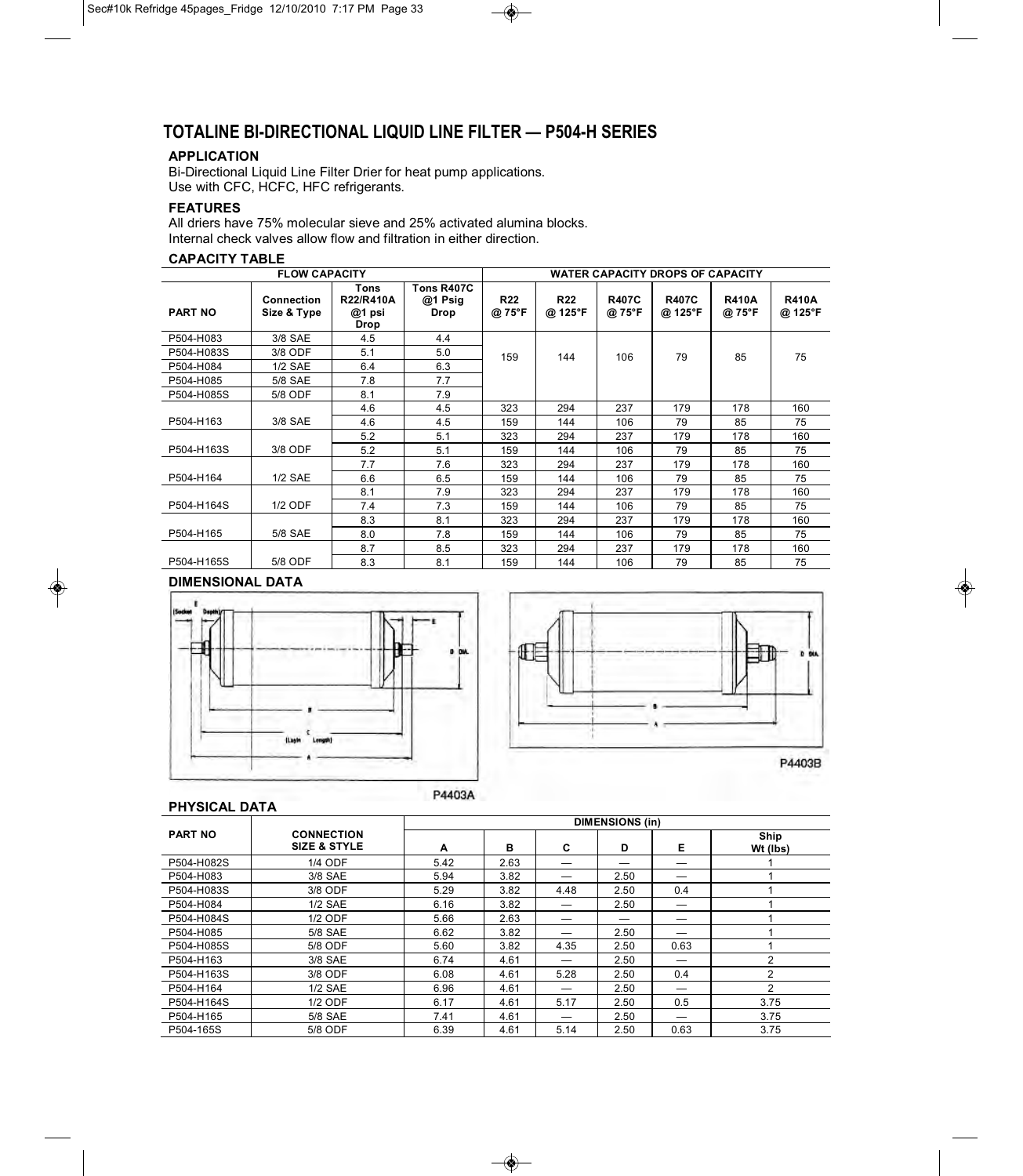## TOTALINE BI-DIRECTIONAL LIQUID LINE FILTER — P504-H SERIES

### APPLICATION

Bi-Directional Liquid Line Filter Drier for heat pump applications.
Use with CFC, HCFC, HFC refrigerants.

### FEATURES

All driers have 75% molecular sieve and 25% activated alumina blocks.
Internal check valves allow flow and filtration in either direction.

### CAPACITY TABLE

| FLOW CAPACITY | | | | WATER CAPACITY DROPS OF CAPACITY | | | | | |
|---|---|---|---|---|---|---|---|---|---|
| PART NO | Connection Size & Type | Tons R22/R410A @1 psi Drop | Tons R407C @1 Psig Drop | R22 @ 75°F | R22 @ 125°F | R407C @ 75°F | R407C @ 125°F | R410A @ 75°F | R410A @ 125°F |
| P504-H083 | 3/8 SAE | 4.5 | 4.4 | 159 | 144 | 106 | 79 | 85 | 75 |
| P504-H083S | 3/8 ODF | 5.1 | 5.0 | | | | | | |
| P504-H084 | 1/2 SAE | 6.4 | 6.3 | | | | | | |
| P504-H085 | 5/8 SAE | 7.8 | 7.7 | | | | | | |
| P504-H085S | 5/8 ODF | 8.1 | 7.9 | | | | | | |
| | | 4.6 | 4.5 | 323 | 294 | 237 | 179 | 178 | 160 |
| P504-H163 | 3/8 SAE | 4.6 | 4.5 | 159 | 144 | 106 | 79 | 85 | 75 |
| | | 5.2 | 5.1 | 323 | 294 | 237 | 179 | 178 | 160 |
| P504-H163S | 3/8 ODF | 5.2 | 5.1 | 159 | 144 | 106 | 79 | 85 | 75 |
| | | 7.7 | 7.6 | 323 | 294 | 237 | 179 | 178 | 160 |
| P504-H164 | 1/2 SAE | 6.6 | 6.5 | 159 | 144 | 106 | 79 | 85 | 75 |
| | | 8.1 | 7.9 | 323 | 294 | 237 | 179 | 178 | 160 |
| P504-H164S | 1/2 ODF | 7.4 | 7.3 | 159 | 144 | 106 | 79 | 85 | 75 |
| | | 8.3 | 8.1 | 323 | 294 | 237 | 179 | 178 | 160 |
| P504-H165 | 5/8 SAE | 8.0 | 7.8 | 159 | 144 | 106 | 79 | 85 | 75 |
| | | 8.7 | 8.5 | 323 | 294 | 237 | 179 | 178 | 160 |
| P504-H165S | 5/8 ODF | 8.3 | 8.1 | 159 | 144 | 106 | 79 | 85 | 75 |

### DIMENSIONAL DATA

E (Socket Depth)
D DIA.
B
C (Layin Length)
A

P4403A

D DIA.
B
A

P4403B

### PHYSICAL DATA

| PART NO | CONNECTION SIZE & STYLE | DIMENSIONS (in) | | | | | |
|---|---|---|---|---|---|---|---|
| | | A | B | C | D | E | Ship Wt (lbs) |
| P504-H082S | 1/4 ODF | 5.42 | 2.63 | — | — | — | 1 |
| P504-H083 | 3/8 SAE | 5.94 | 3.82 | — | 2.50 | — | 1 |
| P504-H083S | 3/8 ODF | 5.29 | 3.82 | 4.48 | 2.50 | 0.4 | 1 |
| P504-H084 | 1/2 SAE | 6.16 | 3.82 | — | 2.50 | — | 1 |
| P504-H084S | 1/2 ODF | 5.66 | 2.63 | — | — | — | 1 |
| P504-H085 | 5/8 SAE | 6.62 | 3.82 | — | 2.50 | — | 1 |
| P504-H085S | 5/8 ODF | 5.60 | 3.82 | 4.35 | 2.50 | 0.63 | 1 |
| P504-H163 | 3/8 SAE | 6.74 | 4.61 | — | 2.50 | — | 2 |
| P504-H163S | 3/8 ODF | 6.08 | 4.61 | 5.28 | 2.50 | 0.4 | 2 |
| P504-H164 | 1/2 SAE | 6.96 | 4.61 | — | 2.50 | — | 2 |
| P504-H164S | 1/2 ODF | 6.17 | 4.61 | 5.17 | 2.50 | 0.5 | 3.75 |
| P504-H165 | 5/8 SAE | 7.41 | 4.61 | — | 2.50 | — | 3.75 |
| P504-165S | 5/8 ODF | 6.39 | 4.61 | 5.14 | 2.50 | 0.63 | 3.75 |